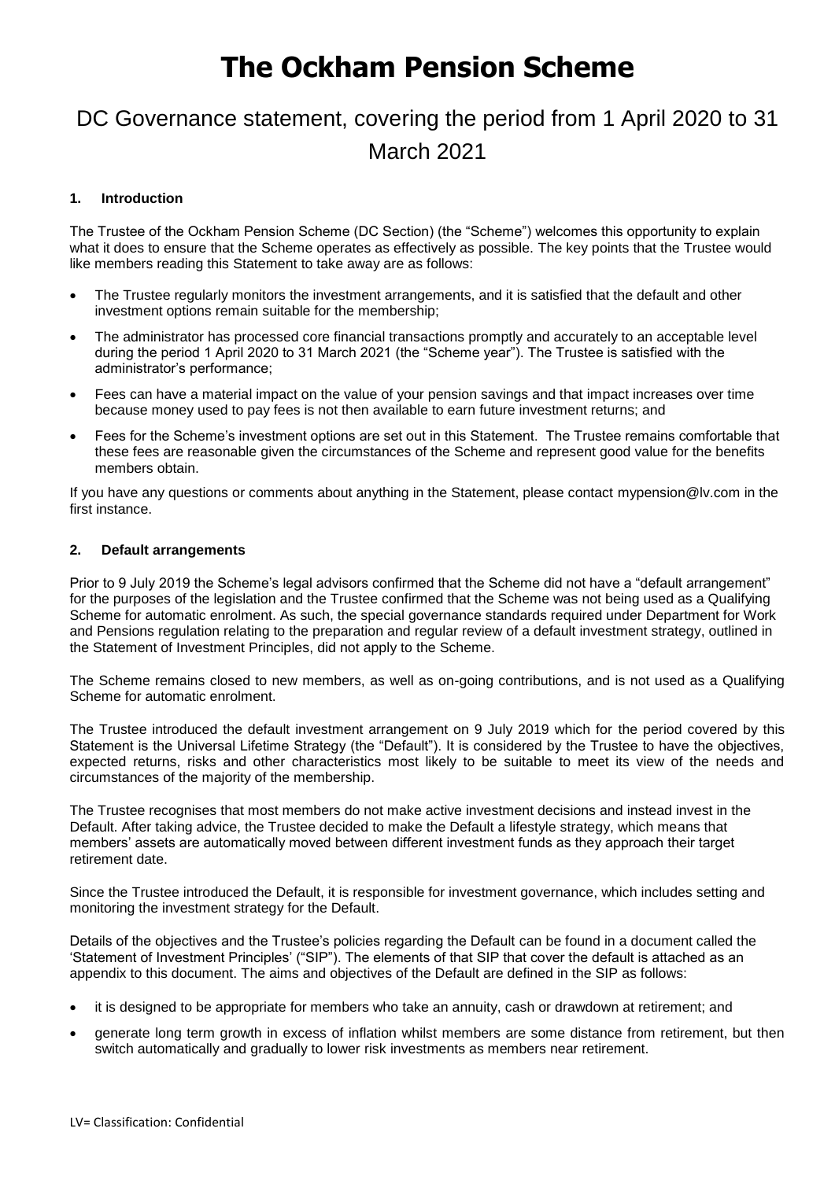# The Ockham Pension Scheme

## DC Governance statement, covering the period from 1 April 2020 to 31 March 2021

### 1. Introduction

The Trustee of the Ockham Pension Scheme (DC Section) (the "Scheme") welcomes this opportunity to explain what it does to ensure that the Scheme operates as effectively as possible. The key points that the Trustee would like members reading this Statement to take away are as follows:

- The Trustee regularly monitors the investment arrangements, and it is satisfied that the default and other investment options remain suitable for the membership;
- The administrator has processed core financial transactions promptly and accurately to an acceptable level during the period 1 April 2020 to 31 March 2021 (the "Scheme year"). The Trustee is satisfied with the administrator's performance;
- Fees can have a material impact on the value of your pension savings and that impact increases over time because money used to pay fees is not then available to earn future investment returns; and
- Fees for the Scheme's investment options are set out in this Statement. The Trustee remains comfortable that these fees are reasonable given the circumstances of the Scheme and represent good value for the benefits members obtain.

If you have any questions or comments about anything in the Statement, please contact mypension@lv.com in the first instance.

### 2. Default arrangements

Prior to 9 July 2019 the Scheme's legal advisors confirmed that the Scheme did not have a "default arrangement" for the purposes of the legislation and the Trustee confirmed that the Scheme was not being used as a Qualifying Scheme for automatic enrolment. As such, the special governance standards required under Department for Work and Pensions regulation relating to the preparation and regular review of a default investment strategy, outlined in the Statement of Investment Principles, did not apply to the Scheme.

The Scheme remains closed to new members, as well as on-going contributions, and is not used as a Qualifying Scheme for automatic enrolment.

The Trustee introduced the default investment arrangement on 9 July 2019 which for the period covered by this Statement is the Universal Lifetime Strategy (the "Default"). It is considered by the Trustee to have the objectives, expected returns, risks and other characteristics most likely to be suitable to meet its view of the needs and circumstances of the majority of the membership.

The Trustee recognises that most members do not make active investment decisions and instead invest in the Default. After taking advice, the Trustee decided to make the Default a lifestyle strategy, which means that members' assets are automatically moved between different investment funds as they approach their target retirement date.

Since the Trustee introduced the Default, it is responsible for investment governance, which includes setting and monitoring the investment strategy for the Default.

Details of the objectives and the Trustee's policies regarding the Default can be found in a document called the 'Statement of Investment Principles' ("SIP"). The elements of that SIP that cover the default is attached as an appendix to this document. The aims and objectives of the Default are defined in the SIP as follows:

- it is designed to be appropriate for members who take an annuity, cash or drawdown at retirement; and
- generate long term growth in excess of inflation whilst members are some distance from retirement, but then switch automatically and gradually to lower risk investments as members near retirement.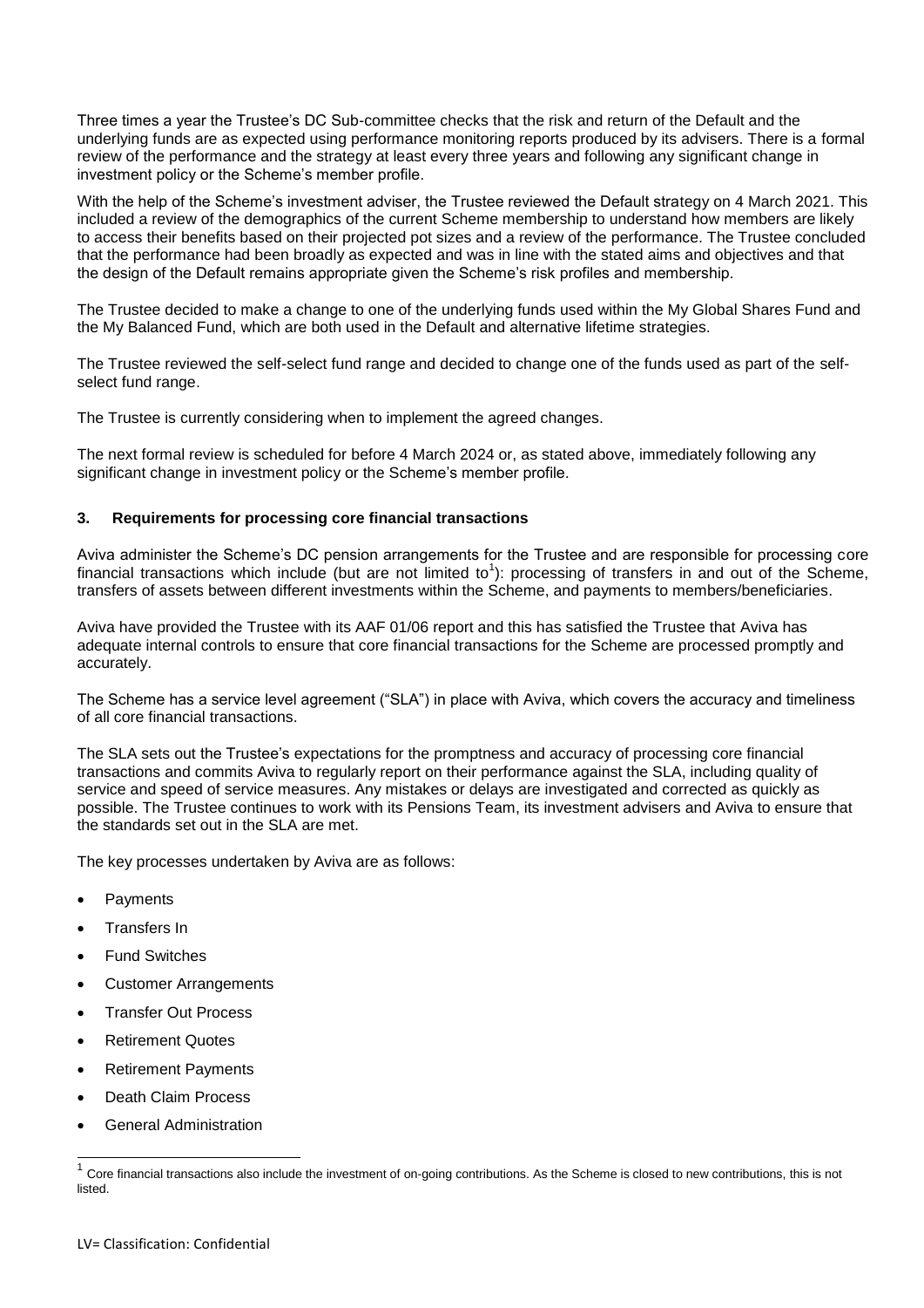Three times a year the Trustee's DC Sub-committee checks that the risk and return of the Default and the underlying funds are as expected using performance monitoring reports produced by its advisers. There is a formal review of the performance and the strategy at least every three years and following any significant change in investment policy or the Scheme's member profile.

With the help of the Scheme's investment adviser, the Trustee reviewed the Default strategy on 4 March 2021. This included a review of the demographics of the current Scheme membership to understand how members are likely to access their benefits based on their projected pot sizes and a review of the performance. The Trustee concluded that the performance had been broadly as expected and was in line with the stated aims and objectives and that the design of the Default remains appropriate given the Scheme's risk profiles and membership.

The Trustee decided to make a change to one of the underlying funds used within the My Global Shares Fund and the My Balanced Fund, which are both used in the Default and alternative lifetime strategies.

The Trustee reviewed the self-select fund range and decided to change one of the funds used as part of the self-select fund range.

The Trustee is currently considering when to implement the agreed changes.

The next formal review is scheduled for before 4 March 2024 or, as stated above, immediately following any significant change in investment policy or the Scheme's member profile.

## 3. Requirements for processing core financial transactions

Aviva administer the Scheme's DC pension arrangements for the Trustee and are responsible for processing core financial transactions which include (but are not limited to[1]): processing of transfers in and out of the Scheme, transfers of assets between different investments within the Scheme, and payments to members/beneficiaries.

Aviva have provided the Trustee with its AAF 01/06 report and this has satisfied the Trustee that Aviva has adequate internal controls to ensure that core financial transactions for the Scheme are processed promptly and accurately.

The Scheme has a service level agreement ("SLA") in place with Aviva, which covers the accuracy and timeliness of all core financial transactions.

The SLA sets out the Trustee's expectations for the promptness and accuracy of processing core financial transactions and commits Aviva to regularly report on their performance against the SLA, including quality of service and speed of service measures. Any mistakes or delays are investigated and corrected as quickly as possible. The Trustee continues to work with its Pensions Team, its investment advisers and Aviva to ensure that the standards set out in the SLA are met.

The key processes undertaken by Aviva are as follows:

- Payments
- Transfers In
- Fund Switches
- Customer Arrangements
- Transfer Out Process
- Retirement Quotes
- Retirement Payments
- Death Claim Process
- General Administration

[1] Core financial transactions also include the investment of on-going contributions. As the Scheme is closed to new contributions, this is not listed.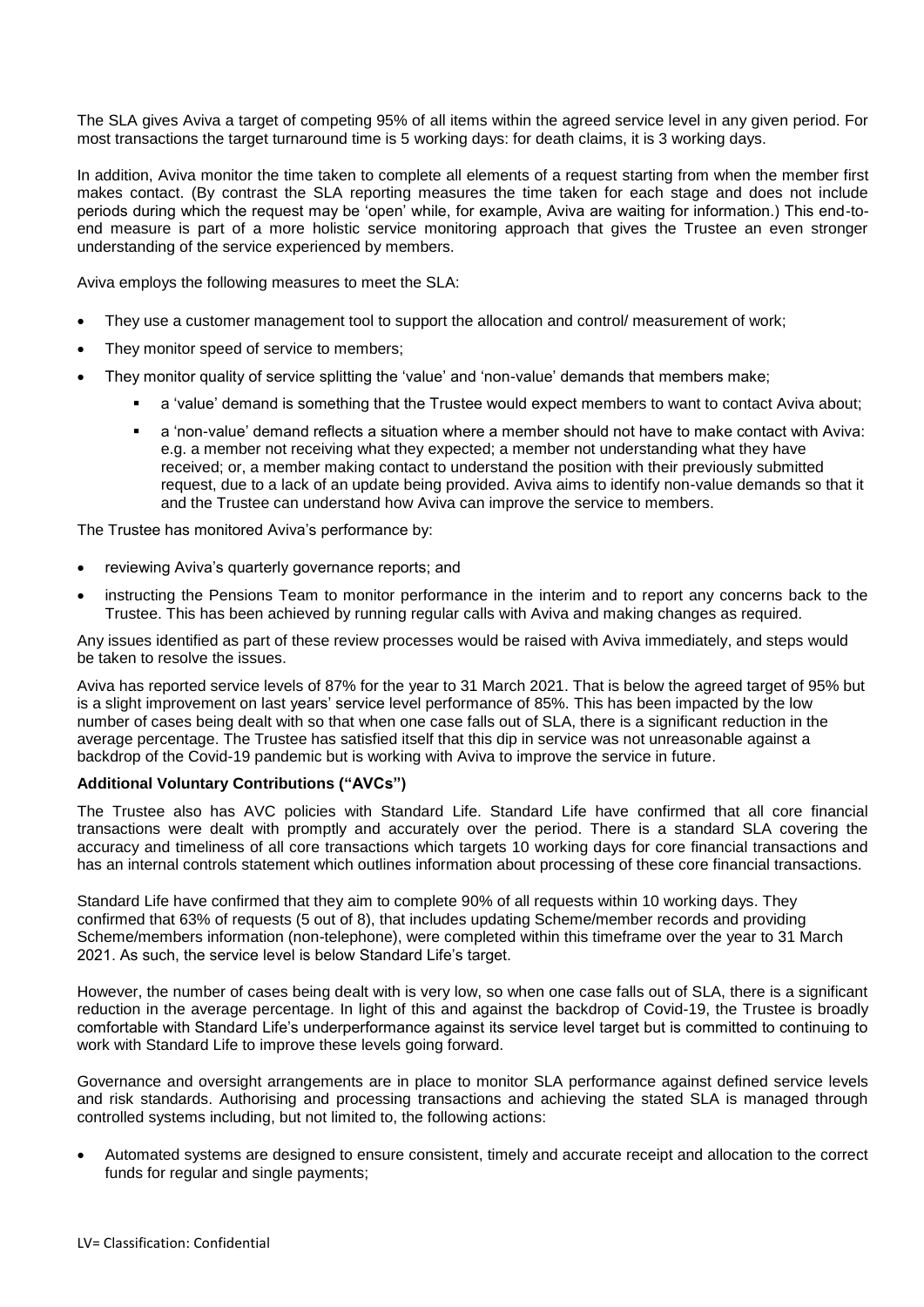The SLA gives Aviva a target of competing 95% of all items within the agreed service level in any given period. For most transactions the target turnaround time is 5 working days: for death claims, it is 3 working days.

In addition, Aviva monitor the time taken to complete all elements of a request starting from when the member first makes contact. (By contrast the SLA reporting measures the time taken for each stage and does not include periods during which the request may be 'open' while, for example, Aviva are waiting for information.) This end-to-end measure is part of a more holistic service monitoring approach that gives the Trustee an even stronger understanding of the service experienced by members.

Aviva employs the following measures to meet the SLA:

- They use a customer management tool to support the allocation and control/ measurement of work;
- They monitor speed of service to members;
- They monitor quality of service splitting the 'value' and 'non-value' demands that members make;
  - a 'value' demand is something that the Trustee would expect members to want to contact Aviva about;
  - a 'non-value' demand reflects a situation where a member should not have to make contact with Aviva: e.g. a member not receiving what they expected; a member not understanding what they have received; or, a member making contact to understand the position with their previously submitted request, due to a lack of an update being provided. Aviva aims to identify non-value demands so that it and the Trustee can understand how Aviva can improve the service to members.

The Trustee has monitored Aviva's performance by:

- reviewing Aviva's quarterly governance reports; and
- instructing the Pensions Team to monitor performance in the interim and to report any concerns back to the Trustee. This has been achieved by running regular calls with Aviva and making changes as required.

Any issues identified as part of these review processes would be raised with Aviva immediately, and steps would be taken to resolve the issues.

Aviva has reported service levels of 87% for the year to 31 March 2021. That is below the agreed target of 95% but is a slight improvement on last years' service level performance of 85%. This has been impacted by the low number of cases being dealt with so that when one case falls out of SLA, there is a significant reduction in the average percentage. The Trustee has satisfied itself that this dip in service was not unreasonable against a backdrop of the Covid-19 pandemic but is working with Aviva to improve the service in future.

**Additional Voluntary Contributions ("AVCs")**

The Trustee also has AVC policies with Standard Life. Standard Life have confirmed that all core financial transactions were dealt with promptly and accurately over the period. There is a standard SLA covering the accuracy and timeliness of all core transactions which targets 10 working days for core financial transactions and has an internal controls statement which outlines information about processing of these core financial transactions.

Standard Life have confirmed that they aim to complete 90% of all requests within 10 working days. They confirmed that 63% of requests (5 out of 8), that includes updating Scheme/member records and providing Scheme/members information (non-telephone), were completed within this timeframe over the year to 31 March 2021. As such, the service level is below Standard Life's target.

However, the number of cases being dealt with is very low, so when one case falls out of SLA, there is a significant reduction in the average percentage. In light of this and against the backdrop of Covid-19, the Trustee is broadly comfortable with Standard Life's underperformance against its service level target but is committed to continuing to work with Standard Life to improve these levels going forward.

Governance and oversight arrangements are in place to monitor SLA performance against defined service levels and risk standards. Authorising and processing transactions and achieving the stated SLA is managed through controlled systems including, but not limited to, the following actions:

- Automated systems are designed to ensure consistent, timely and accurate receipt and allocation to the correct funds for regular and single payments;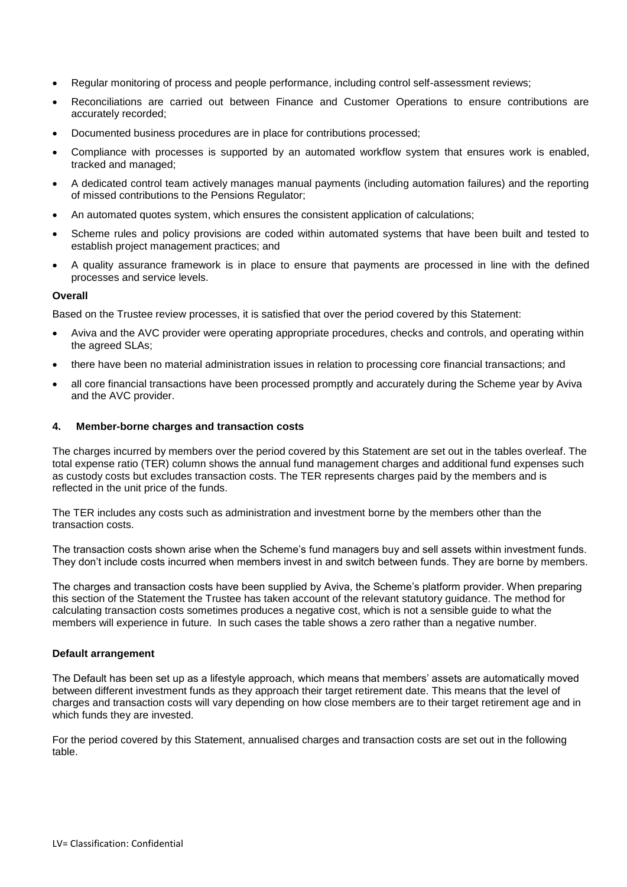- Regular monitoring of process and people performance, including control self-assessment reviews;
- Reconciliations are carried out between Finance and Customer Operations to ensure contributions are accurately recorded;
- Documented business procedures are in place for contributions processed;
- Compliance with processes is supported by an automated workflow system that ensures work is enabled, tracked and managed;
- A dedicated control team actively manages manual payments (including automation failures) and the reporting of missed contributions to the Pensions Regulator;
- An automated quotes system, which ensures the consistent application of calculations;
- Scheme rules and policy provisions are coded within automated systems that have been built and tested to establish project management practices; and
- A quality assurance framework is in place to ensure that payments are processed in line with the defined processes and service levels.

**Overall**

Based on the Trustee review processes, it is satisfied that over the period covered by this Statement:

- Aviva and the AVC provider were operating appropriate procedures, checks and controls, and operating within the agreed SLAs;
- there have been no material administration issues in relation to processing core financial transactions; and
- all core financial transactions have been processed promptly and accurately during the Scheme year by Aviva and the AVC provider.

## 4. Member-borne charges and transaction costs

The charges incurred by members over the period covered by this Statement are set out in the tables overleaf. The total expense ratio (TER) column shows the annual fund management charges and additional fund expenses such as custody costs but excludes transaction costs. The TER represents charges paid by the members and is reflected in the unit price of the funds.

The TER includes any costs such as administration and investment borne by the members other than the transaction costs.

The transaction costs shown arise when the Scheme's fund managers buy and sell assets within investment funds. They don't include costs incurred when members invest in and switch between funds. They are borne by members.

The charges and transaction costs have been supplied by Aviva, the Scheme's platform provider. When preparing this section of the Statement the Trustee has taken account of the relevant statutory guidance. The method for calculating transaction costs sometimes produces a negative cost, which is not a sensible guide to what the members will experience in future. In such cases the table shows a zero rather than a negative number.

**Default arrangement**

The Default has been set up as a lifestyle approach, which means that members' assets are automatically moved between different investment funds as they approach their target retirement date. This means that the level of charges and transaction costs will vary depending on how close members are to their target retirement age and in which funds they are invested.

For the period covered by this Statement, annualised charges and transaction costs are set out in the following table.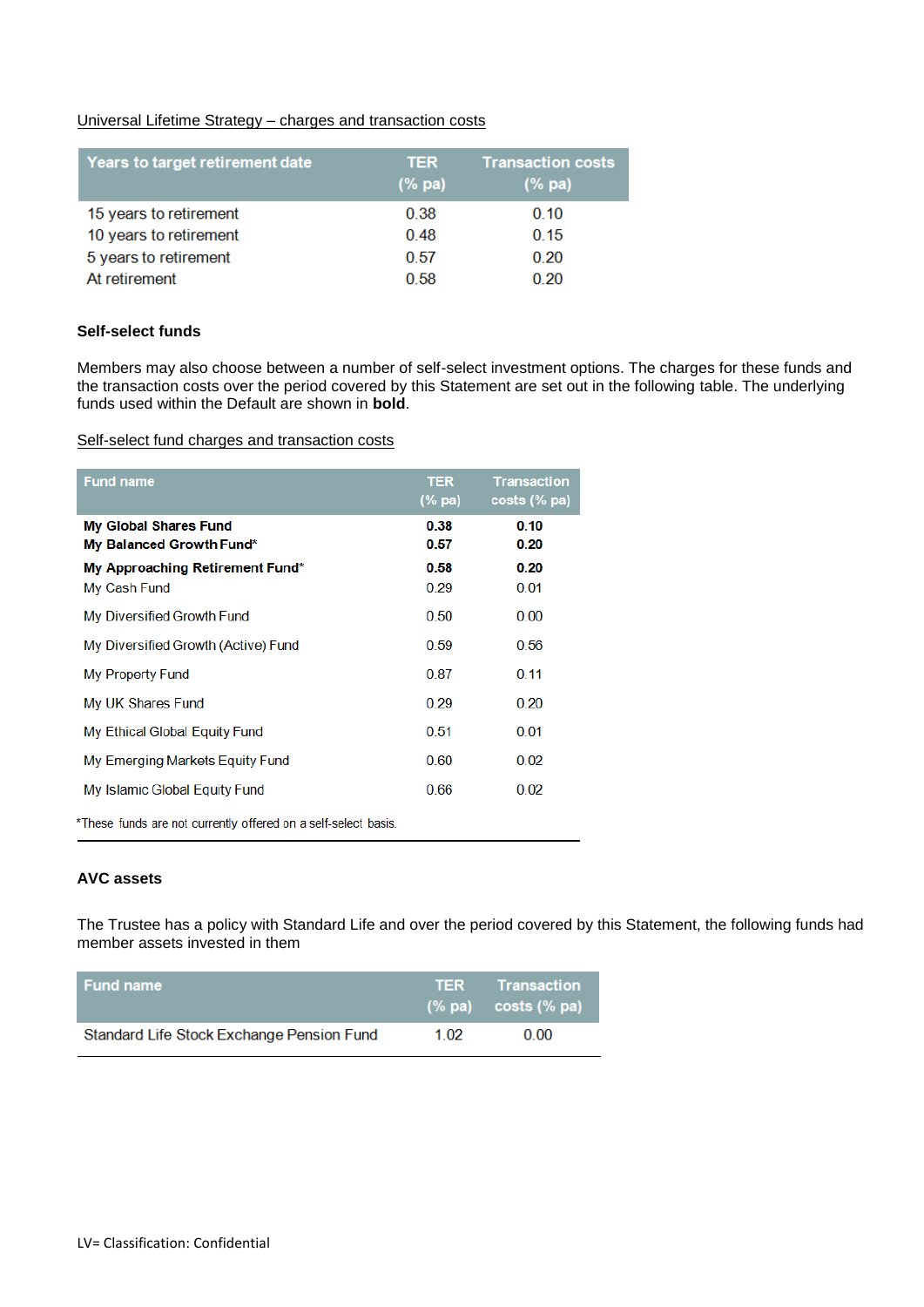Universal Lifetime Strategy – charges and transaction costs

| Years to target retirement date | TER (% pa) | Transaction costs (% pa) |
|---|---|---|
| 15 years to retirement | 0.38 | 0.10 |
| 10 years to retirement | 0.48 | 0.15 |
| 5 years to retirement | 0.57 | 0.20 |
| At retirement | 0.58 | 0.20 |

### Self-select funds

Members may also choose between a number of self-select investment options. The charges for these funds and the transaction costs over the period covered by this Statement are set out in the following table. The underlying funds used within the Default are shown in **bold**.

Self-select fund charges and transaction costs

| Fund name | TER (% pa) | Transaction costs (% pa) |
|---|---|---|
| **My Global Shares Fund** | **0.38** | **0.10** |
| **My Balanced Growth Fund*** | **0.57** | **0.20** |
| **My Approaching Retirement Fund*** | **0.58** | **0.20** |
| My Cash Fund | 0.29 | 0.01 |
| My Diversified Growth Fund | 0.50 | 0.00 |
| My Diversified Growth (Active) Fund | 0.59 | 0.56 |
| My Property Fund | 0.87 | 0.11 |
| My UK Shares Fund | 0.29 | 0.20 |
| My Ethical Global Equity Fund | 0.51 | 0.01 |
| My Emerging Markets Equity Fund | 0.60 | 0.02 |
| My Islamic Global Equity Fund | 0.66 | 0.02 |

*These funds are not currently offered on a self-select basis.

### AVC assets

The Trustee has a policy with Standard Life and over the period covered by this Statement, the following funds had member assets invested in them

| Fund name | TER (% pa) | Transaction costs (% pa) |
|---|---|---|
| Standard Life Stock Exchange Pension Fund | 1.02 | 0.00 |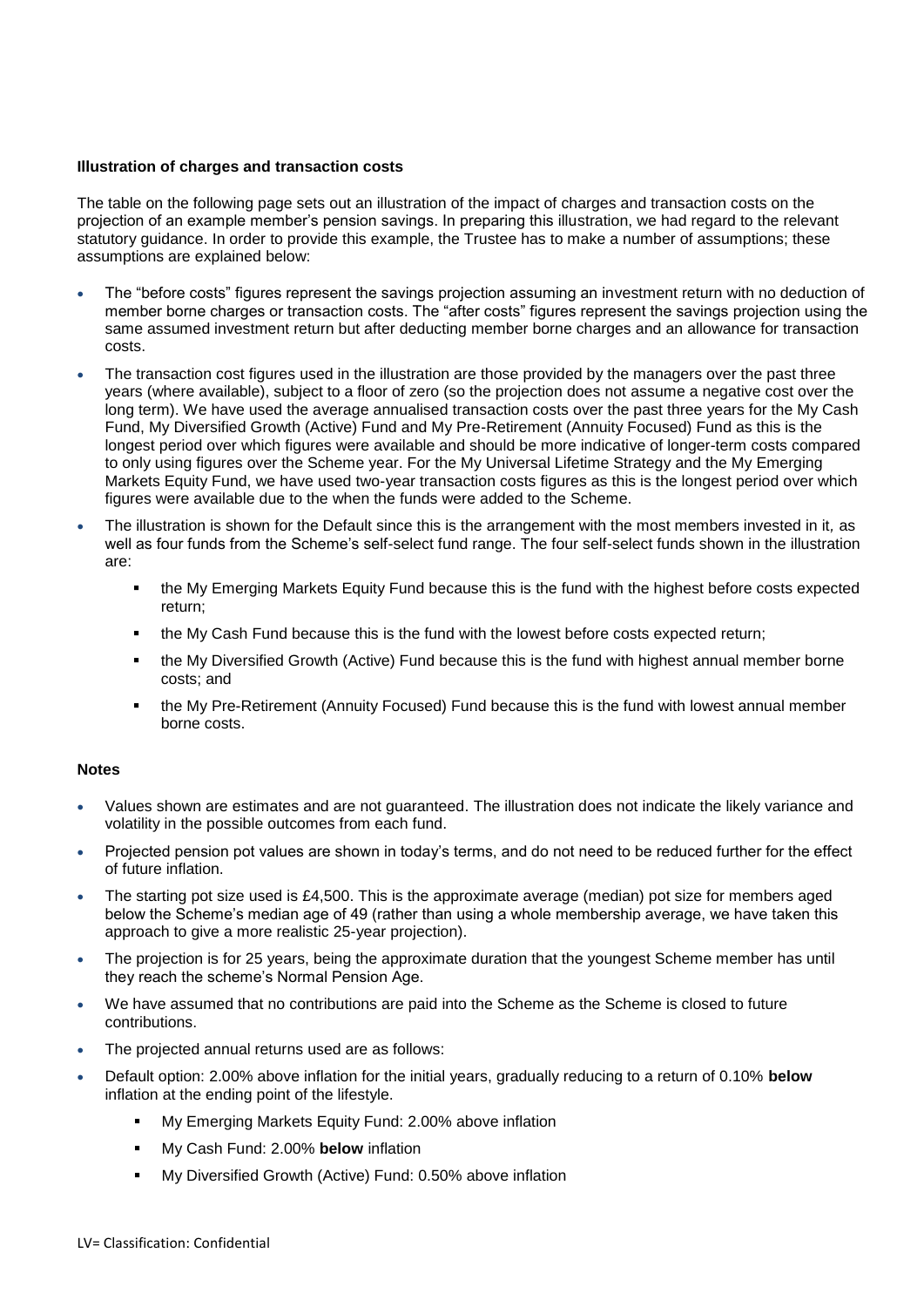**Illustration of charges and transaction costs**

The table on the following page sets out an illustration of the impact of charges and transaction costs on the projection of an example member's pension savings. In preparing this illustration, we had regard to the relevant statutory guidance. In order to provide this example, the Trustee has to make a number of assumptions; these assumptions are explained below:

- The "before costs" figures represent the savings projection assuming an investment return with no deduction of member borne charges or transaction costs. The "after costs" figures represent the savings projection using the same assumed investment return but after deducting member borne charges and an allowance for transaction costs.
- The transaction cost figures used in the illustration are those provided by the managers over the past three years (where available), subject to a floor of zero (so the projection does not assume a negative cost over the long term). We have used the average annualised transaction costs over the past three years for the My Cash Fund, My Diversified Growth (Active) Fund and My Pre-Retirement (Annuity Focused) Fund as this is the longest period over which figures were available and should be more indicative of longer-term costs compared to only using figures over the Scheme year. For the My Universal Lifetime Strategy and the My Emerging Markets Equity Fund, we have used two-year transaction costs figures as this is the longest period over which figures were available due to the when the funds were added to the Scheme.
- The illustration is shown for the Default since this is the arrangement with the most members invested in it, as well as four funds from the Scheme's self-select fund range. The four self-select funds shown in the illustration are:
  - the My Emerging Markets Equity Fund because this is the fund with the highest before costs expected return;
  - the My Cash Fund because this is the fund with the lowest before costs expected return;
  - the My Diversified Growth (Active) Fund because this is the fund with highest annual member borne costs; and
  - the My Pre-Retirement (Annuity Focused) Fund because this is the fund with lowest annual member borne costs.

**Notes**

- Values shown are estimates and are not guaranteed. The illustration does not indicate the likely variance and volatility in the possible outcomes from each fund.
- Projected pension pot values are shown in today's terms, and do not need to be reduced further for the effect of future inflation.
- The starting pot size used is £4,500. This is the approximate average (median) pot size for members aged below the Scheme's median age of 49 (rather than using a whole membership average, we have taken this approach to give a more realistic 25-year projection).
- The projection is for 25 years, being the approximate duration that the youngest Scheme member has until they reach the scheme's Normal Pension Age.
- We have assumed that no contributions are paid into the Scheme as the Scheme is closed to future contributions.
- The projected annual returns used are as follows:
- Default option: 2.00% above inflation for the initial years, gradually reducing to a return of 0.10% **below** inflation at the ending point of the lifestyle.
  - My Emerging Markets Equity Fund: 2.00% above inflation
  - My Cash Fund: 2.00% **below** inflation
  - My Diversified Growth (Active) Fund: 0.50% above inflation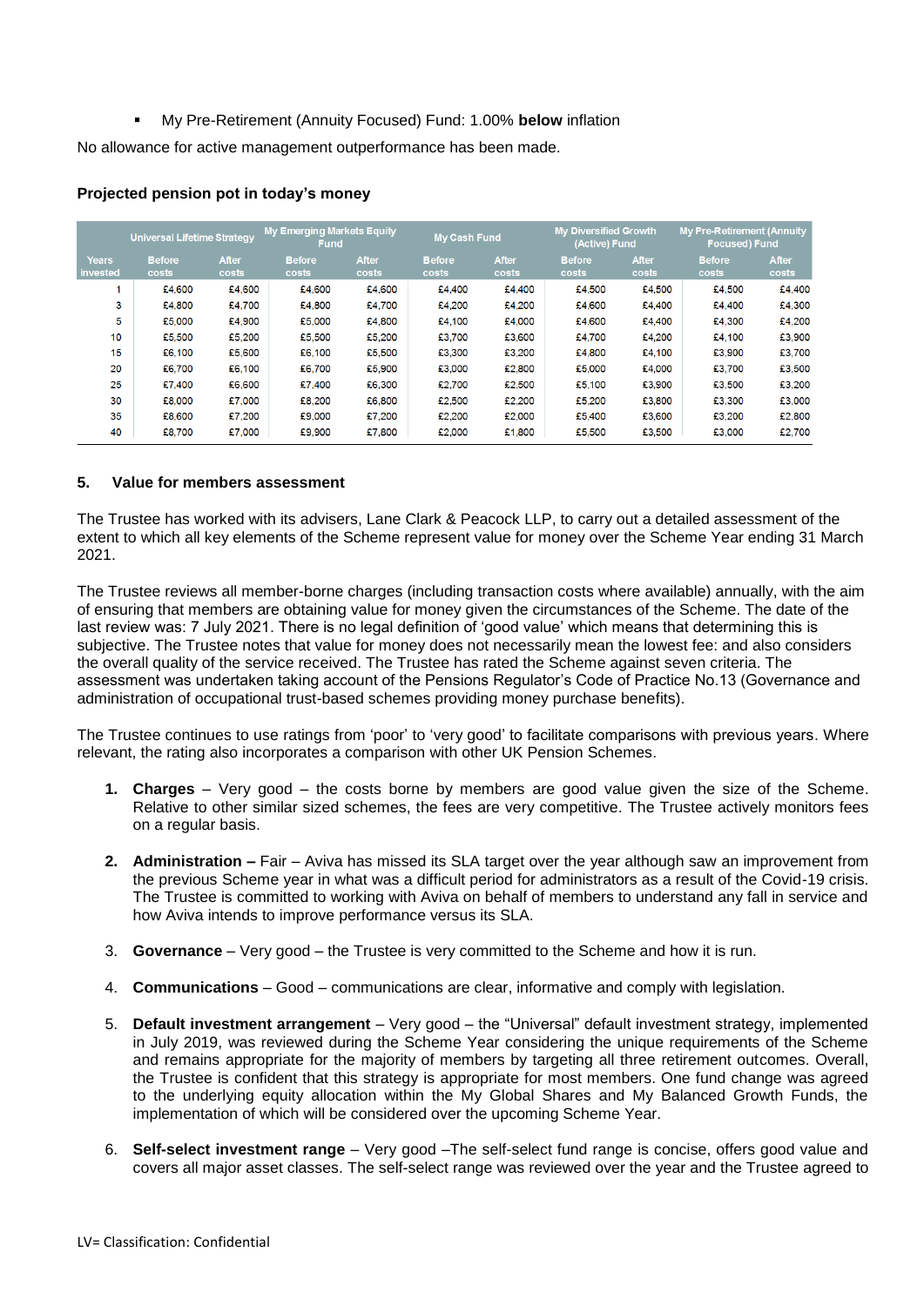- My Pre-Retirement (Annuity Focused) Fund: 1.00% **below** inflation

No allowance for active management outperformance has been made.

**Projected pension pot in today's money**

| | Universal Lifetime Strategy | | My Emerging Markets Equity Fund | | My Cash Fund | | My Diversified Growth (Active) Fund | | My Pre-Retirement (Annuity Focused) Fund | |
|---|---|---|---|---|---|---|---|---|---|---|
| Years invested | Before costs | After costs | Before costs | After costs | Before costs | After costs | Before costs | After costs | Before costs | After costs |
| 1 | £4,600 | £4,600 | £4,600 | £4,600 | £4,400 | £4,400 | £4,500 | £4,500 | £4,500 | £4,400 |
| 3 | £4,800 | £4,700 | £4,800 | £4,700 | £4,200 | £4,200 | £4,600 | £4,400 | £4,400 | £4,300 |
| 5 | £5,000 | £4,900 | £5,000 | £4,800 | £4,100 | £4,000 | £4,600 | £4,400 | £4,300 | £4,200 |
| 10 | £5,500 | £5,200 | £5,500 | £5,200 | £3,700 | £3,600 | £4,700 | £4,200 | £4,100 | £3,900 |
| 15 | £6,100 | £5,600 | £6,100 | £5,500 | £3,300 | £3,200 | £4,800 | £4,100 | £3,900 | £3,700 |
| 20 | £6,700 | £6,100 | £6,700 | £5,900 | £3,000 | £2,800 | £5,000 | £4,000 | £3,700 | £3,500 |
| 25 | £7,400 | £6,600 | £7,400 | £6,300 | £2,700 | £2,500 | £5,100 | £3,900 | £3,500 | £3,200 |
| 30 | £8,000 | £7,000 | £8,200 | £6,800 | £2,500 | £2,200 | £5,200 | £3,800 | £3,300 | £3,000 |
| 35 | £8,600 | £7,200 | £9,000 | £7,200 | £2,200 | £2,000 | £5,400 | £3,600 | £3,200 | £2,800 |
| 40 | £8,700 | £7,000 | £9,900 | £7,800 | £2,000 | £1,800 | £5,500 | £3,500 | £3,000 | £2,700 |

## 5. Value for members assessment

The Trustee has worked with its advisers, Lane Clark & Peacock LLP, to carry out a detailed assessment of the extent to which all key elements of the Scheme represent value for money over the Scheme Year ending 31 March 2021.

The Trustee reviews all member-borne charges (including transaction costs where available) annually, with the aim of ensuring that members are obtaining value for money given the circumstances of the Scheme. The date of the last review was: 7 July 2021. There is no legal definition of 'good value' which means that determining this is subjective. The Trustee notes that value for money does not necessarily mean the lowest fee: and also considers the overall quality of the service received. The Trustee has rated the Scheme against seven criteria. The assessment was undertaken taking account of the Pensions Regulator's Code of Practice No.13 (Governance and administration of occupational trust-based schemes providing money purchase benefits).

The Trustee continues to use ratings from 'poor' to 'very good' to facilitate comparisons with previous years. Where relevant, the rating also incorporates a comparison with other UK Pension Schemes.

1. **Charges** – Very good – the costs borne by members are good value given the size of the Scheme. Relative to other similar sized schemes, the fees are very competitive. The Trustee actively monitors fees on a regular basis.

2. **Administration –** Fair – Aviva has missed its SLA target over the year although saw an improvement from the previous Scheme year in what was a difficult period for administrators as a result of the Covid-19 crisis. The Trustee is committed to working with Aviva on behalf of members to understand any fall in service and how Aviva intends to improve performance versus its SLA.

3. **Governance** – Very good – the Trustee is very committed to the Scheme and how it is run.

4. **Communications** – Good – communications are clear, informative and comply with legislation.

5. **Default investment arrangement** – Very good – the "Universal" default investment strategy, implemented in July 2019, was reviewed during the Scheme Year considering the unique requirements of the Scheme and remains appropriate for the majority of members by targeting all three retirement outcomes. Overall, the Trustee is confident that this strategy is appropriate for most members. One fund change was agreed to the underlying equity allocation within the My Global Shares and My Balanced Growth Funds, the implementation of which will be considered over the upcoming Scheme Year.

6. **Self-select investment range** – Very good –The self-select fund range is concise, offers good value and covers all major asset classes. The self-select range was reviewed over the year and the Trustee agreed to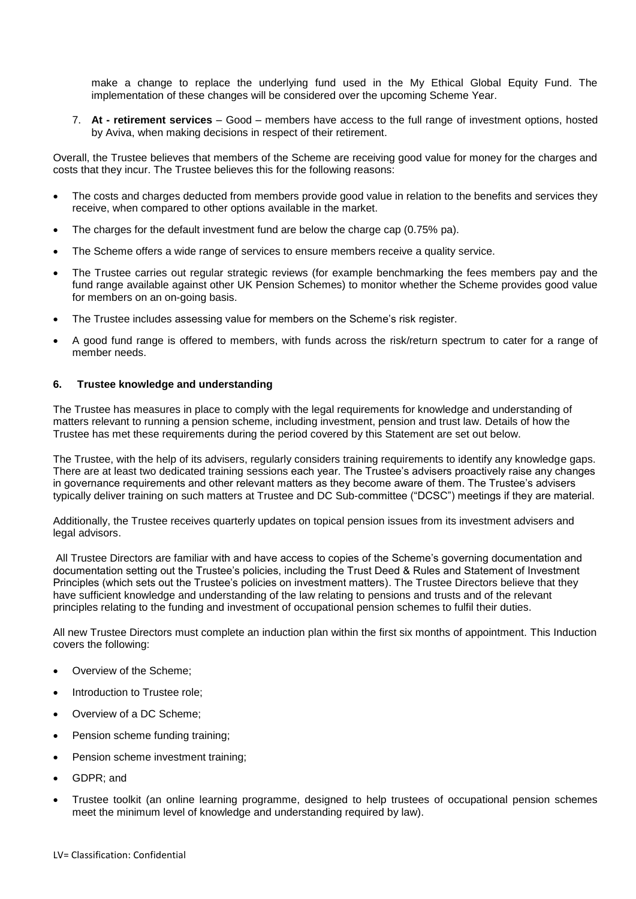make a change to replace the underlying fund used in the My Ethical Global Equity Fund. The implementation of these changes will be considered over the upcoming Scheme Year.

7. **At - retirement services** – Good – members have access to the full range of investment options, hosted by Aviva, when making decisions in respect of their retirement.

Overall, the Trustee believes that members of the Scheme are receiving good value for money for the charges and costs that they incur. The Trustee believes this for the following reasons:

- The costs and charges deducted from members provide good value in relation to the benefits and services they receive, when compared to other options available in the market.
- The charges for the default investment fund are below the charge cap (0.75% pa).
- The Scheme offers a wide range of services to ensure members receive a quality service.
- The Trustee carries out regular strategic reviews (for example benchmarking the fees members pay and the fund range available against other UK Pension Schemes) to monitor whether the Scheme provides good value for members on an on-going basis.
- The Trustee includes assessing value for members on the Scheme's risk register.
- A good fund range is offered to members, with funds across the risk/return spectrum to cater for a range of member needs.

## 6. Trustee knowledge and understanding

The Trustee has measures in place to comply with the legal requirements for knowledge and understanding of matters relevant to running a pension scheme, including investment, pension and trust law. Details of how the Trustee has met these requirements during the period covered by this Statement are set out below.

The Trustee, with the help of its advisers, regularly considers training requirements to identify any knowledge gaps. There are at least two dedicated training sessions each year. The Trustee's advisers proactively raise any changes in governance requirements and other relevant matters as they become aware of them. The Trustee's advisers typically deliver training on such matters at Trustee and DC Sub-committee ("DCSC") meetings if they are material.

Additionally, the Trustee receives quarterly updates on topical pension issues from its investment advisers and legal advisors.

All Trustee Directors are familiar with and have access to copies of the Scheme's governing documentation and documentation setting out the Trustee's policies, including the Trust Deed & Rules and Statement of Investment Principles (which sets out the Trustee's policies on investment matters). The Trustee Directors believe that they have sufficient knowledge and understanding of the law relating to pensions and trusts and of the relevant principles relating to the funding and investment of occupational pension schemes to fulfil their duties.

All new Trustee Directors must complete an induction plan within the first six months of appointment. This Induction covers the following:

- Overview of the Scheme;
- Introduction to Trustee role;
- Overview of a DC Scheme;
- Pension scheme funding training;
- Pension scheme investment training;
- GDPR; and
- Trustee toolkit (an online learning programme, designed to help trustees of occupational pension schemes meet the minimum level of knowledge and understanding required by law).

LV= Classification: Confidential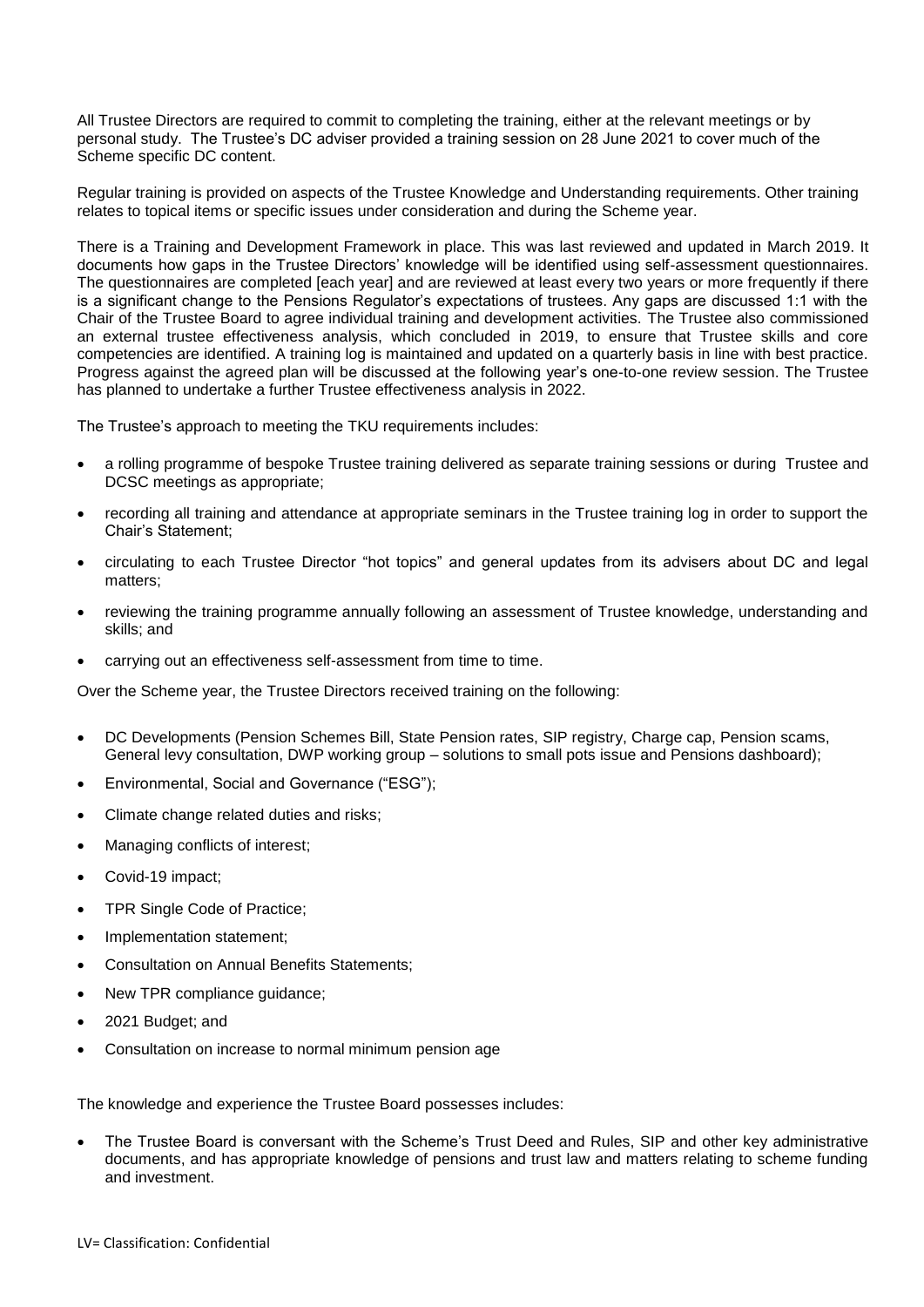All Trustee Directors are required to commit to completing the training, either at the relevant meetings or by personal study. The Trustee's DC adviser provided a training session on 28 June 2021 to cover much of the Scheme specific DC content.

Regular training is provided on aspects of the Trustee Knowledge and Understanding requirements. Other training relates to topical items or specific issues under consideration and during the Scheme year.

There is a Training and Development Framework in place. This was last reviewed and updated in March 2019. It documents how gaps in the Trustee Directors' knowledge will be identified using self-assessment questionnaires. The questionnaires are completed [each year] and are reviewed at least every two years or more frequently if there is a significant change to the Pensions Regulator's expectations of trustees. Any gaps are discussed 1:1 with the Chair of the Trustee Board to agree individual training and development activities. The Trustee also commissioned an external trustee effectiveness analysis, which concluded in 2019, to ensure that Trustee skills and core competencies are identified. A training log is maintained and updated on a quarterly basis in line with best practice. Progress against the agreed plan will be discussed at the following year's one-to-one review session. The Trustee has planned to undertake a further Trustee effectiveness analysis in 2022.

The Trustee's approach to meeting the TKU requirements includes:

- a rolling programme of bespoke Trustee training delivered as separate training sessions or during Trustee and DCSC meetings as appropriate;
- recording all training and attendance at appropriate seminars in the Trustee training log in order to support the Chair's Statement;
- circulating to each Trustee Director "hot topics" and general updates from its advisers about DC and legal matters;
- reviewing the training programme annually following an assessment of Trustee knowledge, understanding and skills; and
- carrying out an effectiveness self-assessment from time to time.

Over the Scheme year, the Trustee Directors received training on the following:

- DC Developments (Pension Schemes Bill, State Pension rates, SIP registry, Charge cap, Pension scams, General levy consultation, DWP working group – solutions to small pots issue and Pensions dashboard);
- Environmental, Social and Governance ("ESG");
- Climate change related duties and risks;
- Managing conflicts of interest;
- Covid-19 impact;
- TPR Single Code of Practice;
- Implementation statement;
- Consultation on Annual Benefits Statements;
- New TPR compliance guidance;
- 2021 Budget; and
- Consultation on increase to normal minimum pension age

The knowledge and experience the Trustee Board possesses includes:

- The Trustee Board is conversant with the Scheme's Trust Deed and Rules, SIP and other key administrative documents, and has appropriate knowledge of pensions and trust law and matters relating to scheme funding and investment.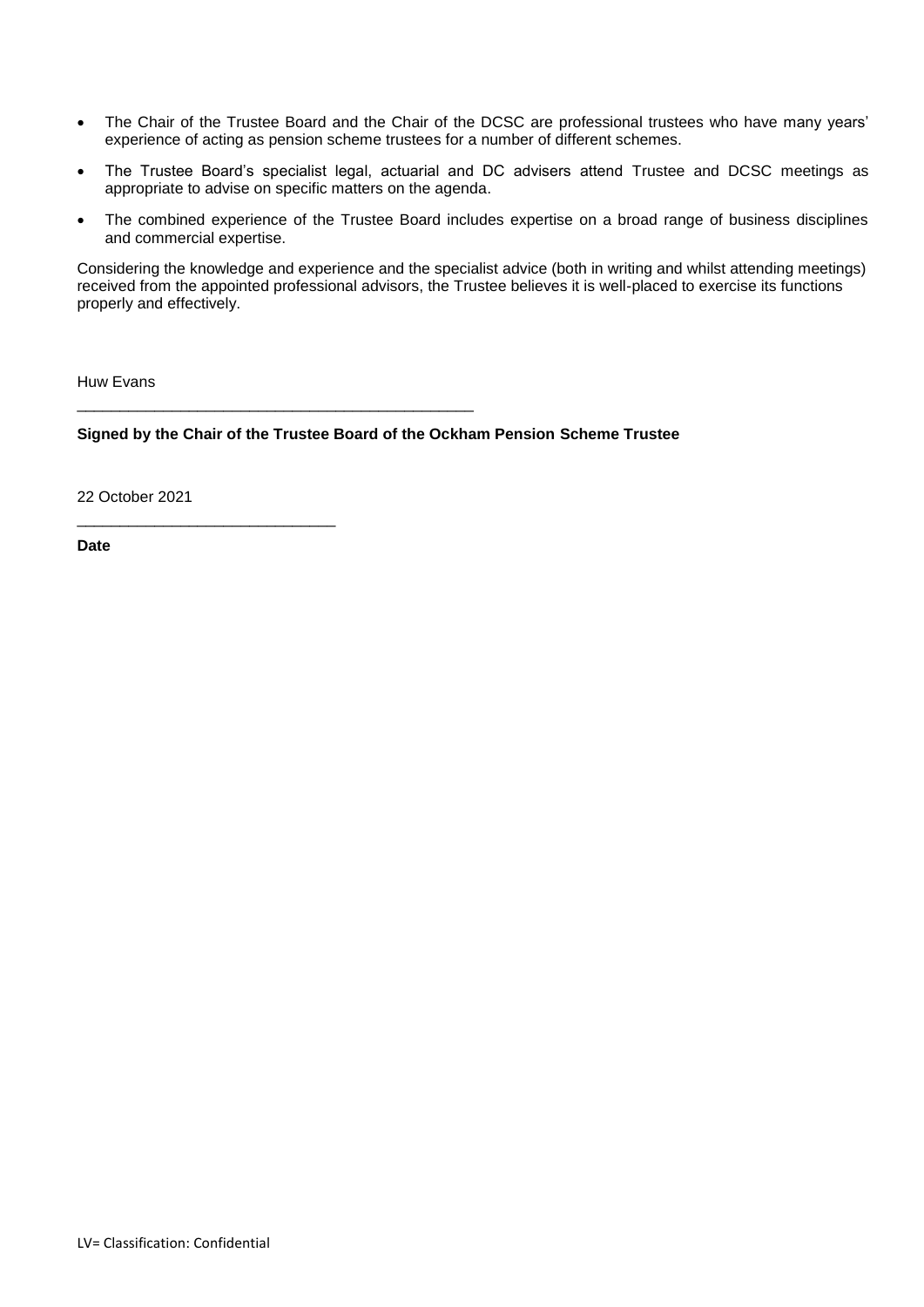- The Chair of the Trustee Board and the Chair of the DCSC are professional trustees who have many years' experience of acting as pension scheme trustees for a number of different schemes.
- The Trustee Board's specialist legal, actuarial and DC advisers attend Trustee and DCSC meetings as appropriate to advise on specific matters on the agenda.
- The combined experience of the Trustee Board includes expertise on a broad range of business disciplines and commercial expertise.

Considering the knowledge and experience and the specialist advice (both in writing and whilst attending meetings) received from the appointed professional advisors, the Trustee believes it is well-placed to exercise its functions properly and effectively.

Huw Evans

_______________________________________________

**Signed by the Chair of the Trustee Board of the Ockham Pension Scheme Trustee**

22 October 2021

_____________________________

**Date**

LV= Classification: Confidential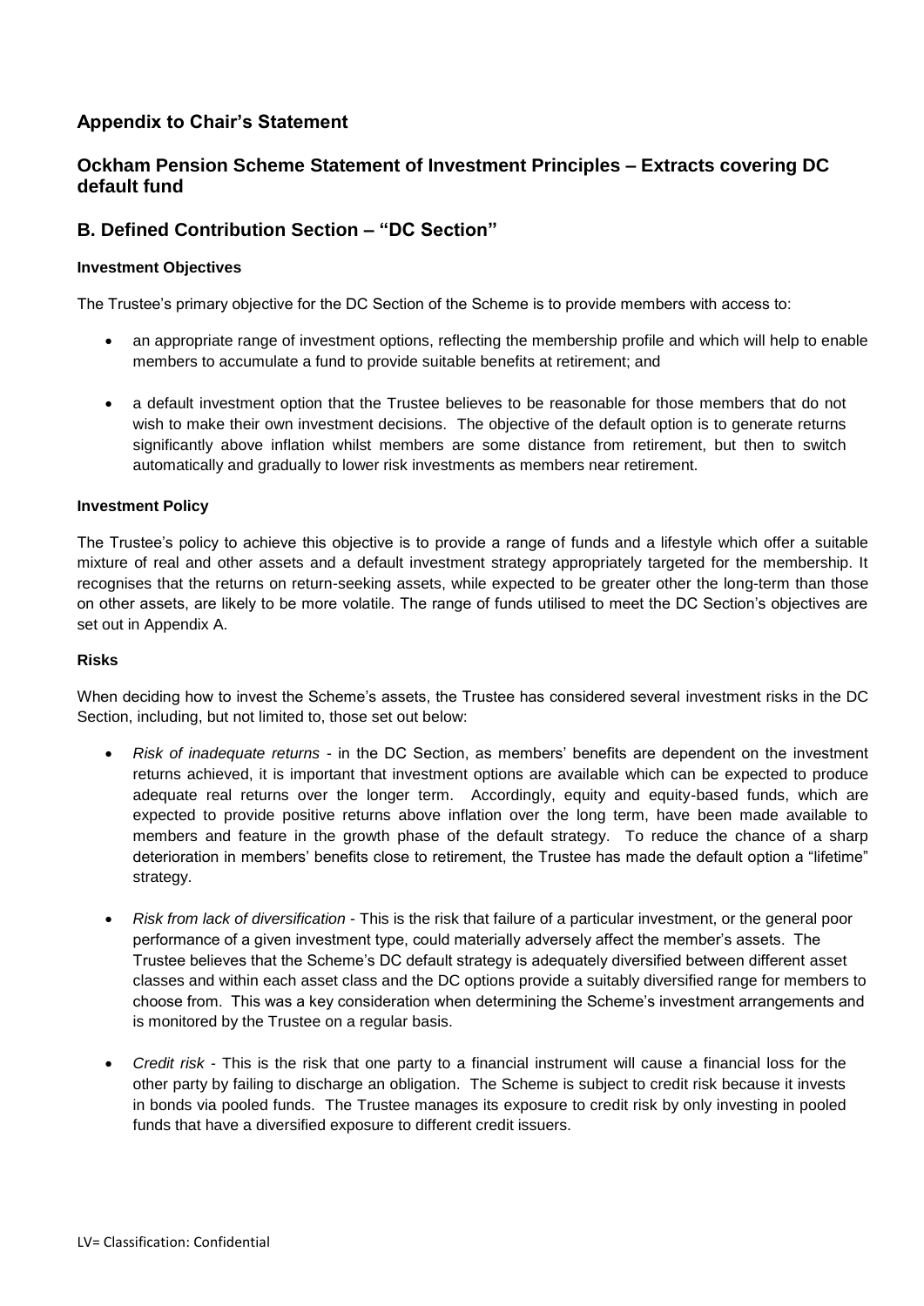## Appendix to Chair's Statement

## Ockham Pension Scheme Statement of Investment Principles – Extracts covering DC default fund

## B. Defined Contribution Section – "DC Section"

#### Investment Objectives

The Trustee's primary objective for the DC Section of the Scheme is to provide members with access to:

- an appropriate range of investment options, reflecting the membership profile and which will help to enable members to accumulate a fund to provide suitable benefits at retirement; and
- a default investment option that the Trustee believes to be reasonable for those members that do not wish to make their own investment decisions. The objective of the default option is to generate returns significantly above inflation whilst members are some distance from retirement, but then to switch automatically and gradually to lower risk investments as members near retirement.

#### Investment Policy

The Trustee's policy to achieve this objective is to provide a range of funds and a lifestyle which offer a suitable mixture of real and other assets and a default investment strategy appropriately targeted for the membership. It recognises that the returns on return-seeking assets, while expected to be greater other the long-term than those on other assets, are likely to be more volatile. The range of funds utilised to meet the DC Section's objectives are set out in Appendix A.

#### Risks

When deciding how to invest the Scheme's assets, the Trustee has considered several investment risks in the DC Section, including, but not limited to, those set out below:

- *Risk of inadequate returns* - in the DC Section, as members' benefits are dependent on the investment returns achieved, it is important that investment options are available which can be expected to produce adequate real returns over the longer term. Accordingly, equity and equity-based funds, which are expected to provide positive returns above inflation over the long term, have been made available to members and feature in the growth phase of the default strategy. To reduce the chance of a sharp deterioration in members' benefits close to retirement, the Trustee has made the default option a "lifetime" strategy.
- *Risk from lack of diversification* - This is the risk that failure of a particular investment, or the general poor performance of a given investment type, could materially adversely affect the member's assets. The Trustee believes that the Scheme's DC default strategy is adequately diversified between different asset classes and within each asset class and the DC options provide a suitably diversified range for members to choose from. This was a key consideration when determining the Scheme's investment arrangements and is monitored by the Trustee on a regular basis.
- *Credit risk* - This is the risk that one party to a financial instrument will cause a financial loss for the other party by failing to discharge an obligation. The Scheme is subject to credit risk because it invests in bonds via pooled funds. The Trustee manages its exposure to credit risk by only investing in pooled funds that have a diversified exposure to different credit issuers.

LV= Classification: Confidential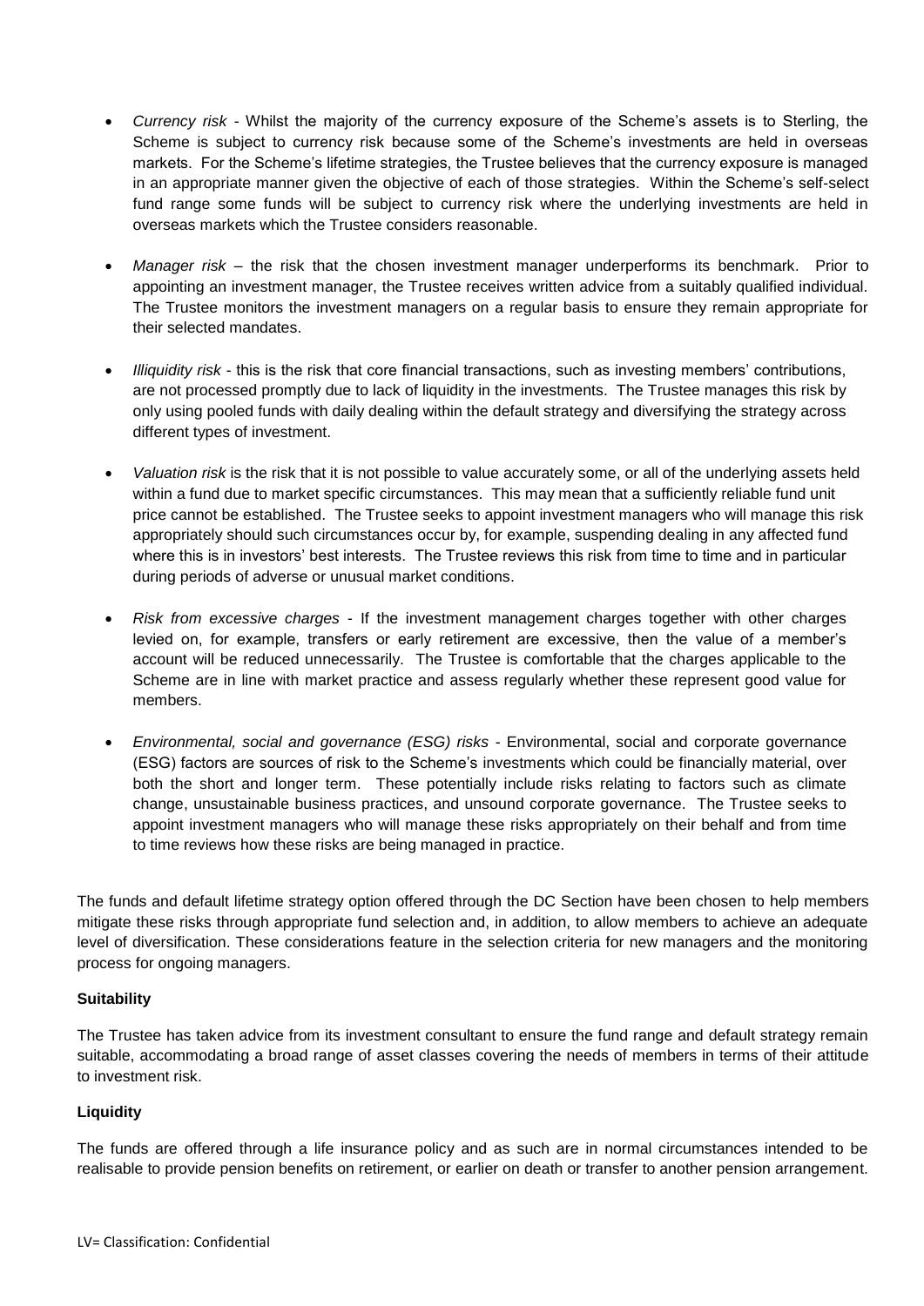- *Currency risk* - Whilst the majority of the currency exposure of the Scheme's assets is to Sterling, the Scheme is subject to currency risk because some of the Scheme's investments are held in overseas markets. For the Scheme's lifetime strategies, the Trustee believes that the currency exposure is managed in an appropriate manner given the objective of each of those strategies. Within the Scheme's self-select fund range some funds will be subject to currency risk where the underlying investments are held in overseas markets which the Trustee considers reasonable.

- *Manager risk* – the risk that the chosen investment manager underperforms its benchmark. Prior to appointing an investment manager, the Trustee receives written advice from a suitably qualified individual. The Trustee monitors the investment managers on a regular basis to ensure they remain appropriate for their selected mandates.

- *Illiquidity risk* - this is the risk that core financial transactions, such as investing members' contributions, are not processed promptly due to lack of liquidity in the investments. The Trustee manages this risk by only using pooled funds with daily dealing within the default strategy and diversifying the strategy across different types of investment.

- *Valuation risk* is the risk that it is not possible to value accurately some, or all of the underlying assets held within a fund due to market specific circumstances. This may mean that a sufficiently reliable fund unit price cannot be established. The Trustee seeks to appoint investment managers who will manage this risk appropriately should such circumstances occur by, for example, suspending dealing in any affected fund where this is in investors' best interests. The Trustee reviews this risk from time to time and in particular during periods of adverse or unusual market conditions.

- *Risk from excessive charges* - If the investment management charges together with other charges levied on, for example, transfers or early retirement are excessive, then the value of a member's account will be reduced unnecessarily. The Trustee is comfortable that the charges applicable to the Scheme are in line with market practice and assess regularly whether these represent good value for members.

- *Environmental, social and governance (ESG) risks* - Environmental, social and corporate governance (ESG) factors are sources of risk to the Scheme's investments which could be financially material, over both the short and longer term. These potentially include risks relating to factors such as climate change, unsustainable business practices, and unsound corporate governance. The Trustee seeks to appoint investment managers who will manage these risks appropriately on their behalf and from time to time reviews how these risks are being managed in practice.

The funds and default lifetime strategy option offered through the DC Section have been chosen to help members mitigate these risks through appropriate fund selection and, in addition, to allow members to achieve an adequate level of diversification. These considerations feature in the selection criteria for new managers and the monitoring process for ongoing managers.

**Suitability**

The Trustee has taken advice from its investment consultant to ensure the fund range and default strategy remain suitable, accommodating a broad range of asset classes covering the needs of members in terms of their attitude to investment risk.

**Liquidity**

The funds are offered through a life insurance policy and as such are in normal circumstances intended to be realisable to provide pension benefits on retirement, or earlier on death or transfer to another pension arrangement.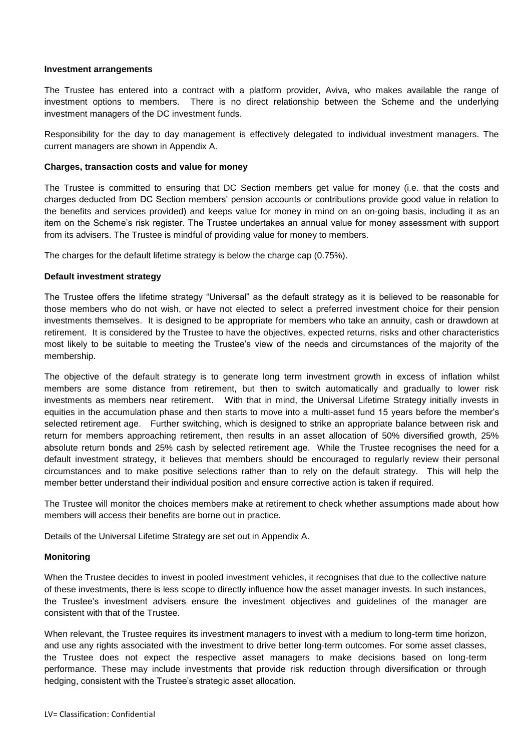**Investment arrangements**

The Trustee has entered into a contract with a platform provider, Aviva, who makes available the range of investment options to members. There is no direct relationship between the Scheme and the underlying investment managers of the DC investment funds.

Responsibility for the day to day management is effectively delegated to individual investment managers. The current managers are shown in Appendix A.

**Charges, transaction costs and value for money**

The Trustee is committed to ensuring that DC Section members get value for money (i.e. that the costs and charges deducted from DC Section members' pension accounts or contributions provide good value in relation to the benefits and services provided) and keeps value for money in mind on an on-going basis, including it as an item on the Scheme's risk register. The Trustee undertakes an annual value for money assessment with support from its advisers. The Trustee is mindful of providing value for money to members.

The charges for the default lifetime strategy is below the charge cap (0.75%).

**Default investment strategy**

The Trustee offers the lifetime strategy "Universal" as the default strategy as it is believed to be reasonable for those members who do not wish, or have not elected to select a preferred investment choice for their pension investments themselves. It is designed to be appropriate for members who take an annuity, cash or drawdown at retirement. It is considered by the Trustee to have the objectives, expected returns, risks and other characteristics most likely to be suitable to meeting the Trustee's view of the needs and circumstances of the majority of the membership.

The objective of the default strategy is to generate long term investment growth in excess of inflation whilst members are some distance from retirement, but then to switch automatically and gradually to lower risk investments as members near retirement. With that in mind, the Universal Lifetime Strategy initially invests in equities in the accumulation phase and then starts to move into a multi-asset fund 15 years before the member's selected retirement age. Further switching, which is designed to strike an appropriate balance between risk and return for members approaching retirement, then results in an asset allocation of 50% diversified growth, 25% absolute return bonds and 25% cash by selected retirement age. While the Trustee recognises the need for a default investment strategy, it believes that members should be encouraged to regularly review their personal circumstances and to make positive selections rather than to rely on the default strategy. This will help the member better understand their individual position and ensure corrective action is taken if required.

The Trustee will monitor the choices members make at retirement to check whether assumptions made about how members will access their benefits are borne out in practice.

Details of the Universal Lifetime Strategy are set out in Appendix A.

**Monitoring**

When the Trustee decides to invest in pooled investment vehicles, it recognises that due to the collective nature of these investments, there is less scope to directly influence how the asset manager invests. In such instances, the Trustee's investment advisers ensure the investment objectives and guidelines of the manager are consistent with that of the Trustee.

When relevant, the Trustee requires its investment managers to invest with a medium to long-term time horizon, and use any rights associated with the investment to drive better long-term outcomes. For some asset classes, the Trustee does not expect the respective asset managers to make decisions based on long-term performance. These may include investments that provide risk reduction through diversification or through hedging, consistent with the Trustee's strategic asset allocation.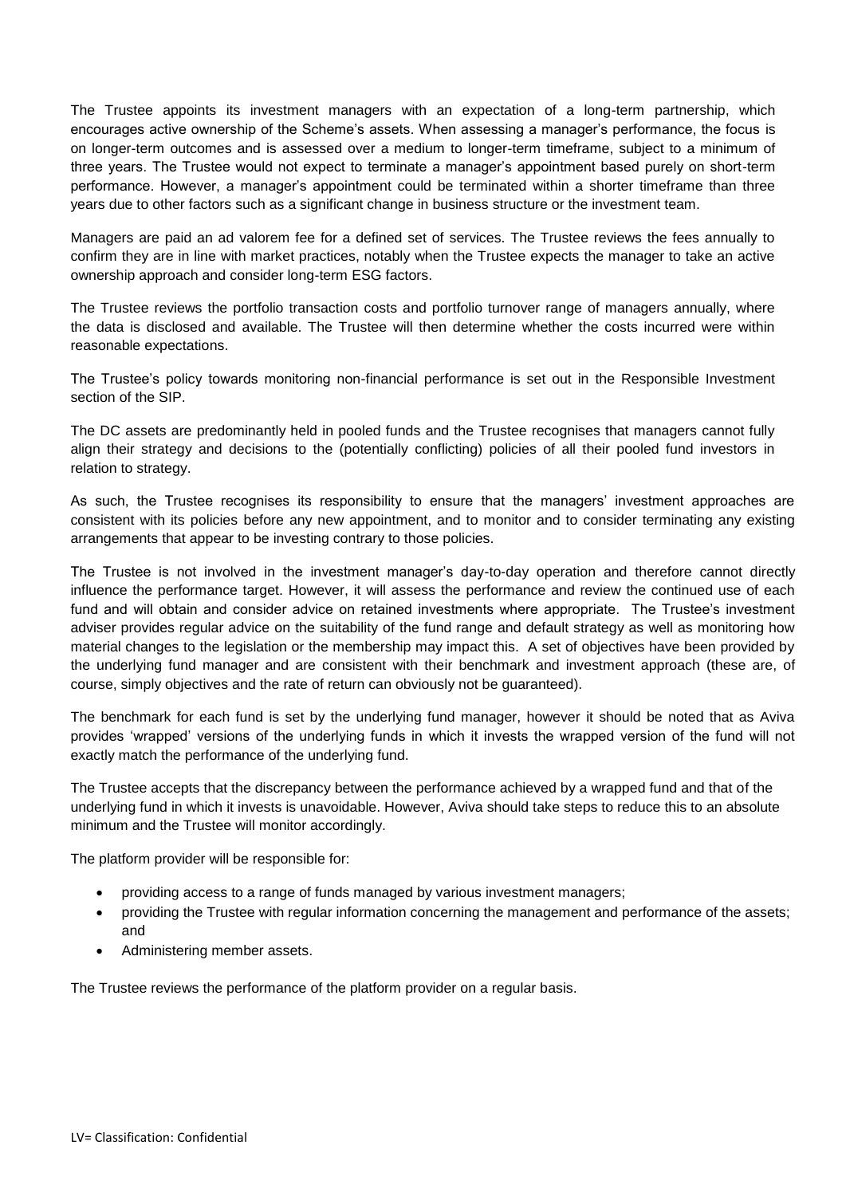The Trustee appoints its investment managers with an expectation of a long-term partnership, which encourages active ownership of the Scheme's assets. When assessing a manager's performance, the focus is on longer-term outcomes and is assessed over a medium to longer-term timeframe, subject to a minimum of three years. The Trustee would not expect to terminate a manager's appointment based purely on short-term performance. However, a manager's appointment could be terminated within a shorter timeframe than three years due to other factors such as a significant change in business structure or the investment team.

Managers are paid an ad valorem fee for a defined set of services. The Trustee reviews the fees annually to confirm they are in line with market practices, notably when the Trustee expects the manager to take an active ownership approach and consider long-term ESG factors.

The Trustee reviews the portfolio transaction costs and portfolio turnover range of managers annually, where the data is disclosed and available. The Trustee will then determine whether the costs incurred were within reasonable expectations.

The Trustee's policy towards monitoring non-financial performance is set out in the Responsible Investment section of the SIP.

The DC assets are predominantly held in pooled funds and the Trustee recognises that managers cannot fully align their strategy and decisions to the (potentially conflicting) policies of all their pooled fund investors in relation to strategy.

As such, the Trustee recognises its responsibility to ensure that the managers' investment approaches are consistent with its policies before any new appointment, and to monitor and to consider terminating any existing arrangements that appear to be investing contrary to those policies.

The Trustee is not involved in the investment manager's day-to-day operation and therefore cannot directly influence the performance target. However, it will assess the performance and review the continued use of each fund and will obtain and consider advice on retained investments where appropriate. The Trustee's investment adviser provides regular advice on the suitability of the fund range and default strategy as well as monitoring how material changes to the legislation or the membership may impact this. A set of objectives have been provided by the underlying fund manager and are consistent with their benchmark and investment approach (these are, of course, simply objectives and the rate of return can obviously not be guaranteed).

The benchmark for each fund is set by the underlying fund manager, however it should be noted that as Aviva provides 'wrapped' versions of the underlying funds in which it invests the wrapped version of the fund will not exactly match the performance of the underlying fund.

The Trustee accepts that the discrepancy between the performance achieved by a wrapped fund and that of the underlying fund in which it invests is unavoidable. However, Aviva should take steps to reduce this to an absolute minimum and the Trustee will monitor accordingly.

The platform provider will be responsible for:

- providing access to a range of funds managed by various investment managers;
- providing the Trustee with regular information concerning the management and performance of the assets; and
- Administering member assets.

The Trustee reviews the performance of the platform provider on a regular basis.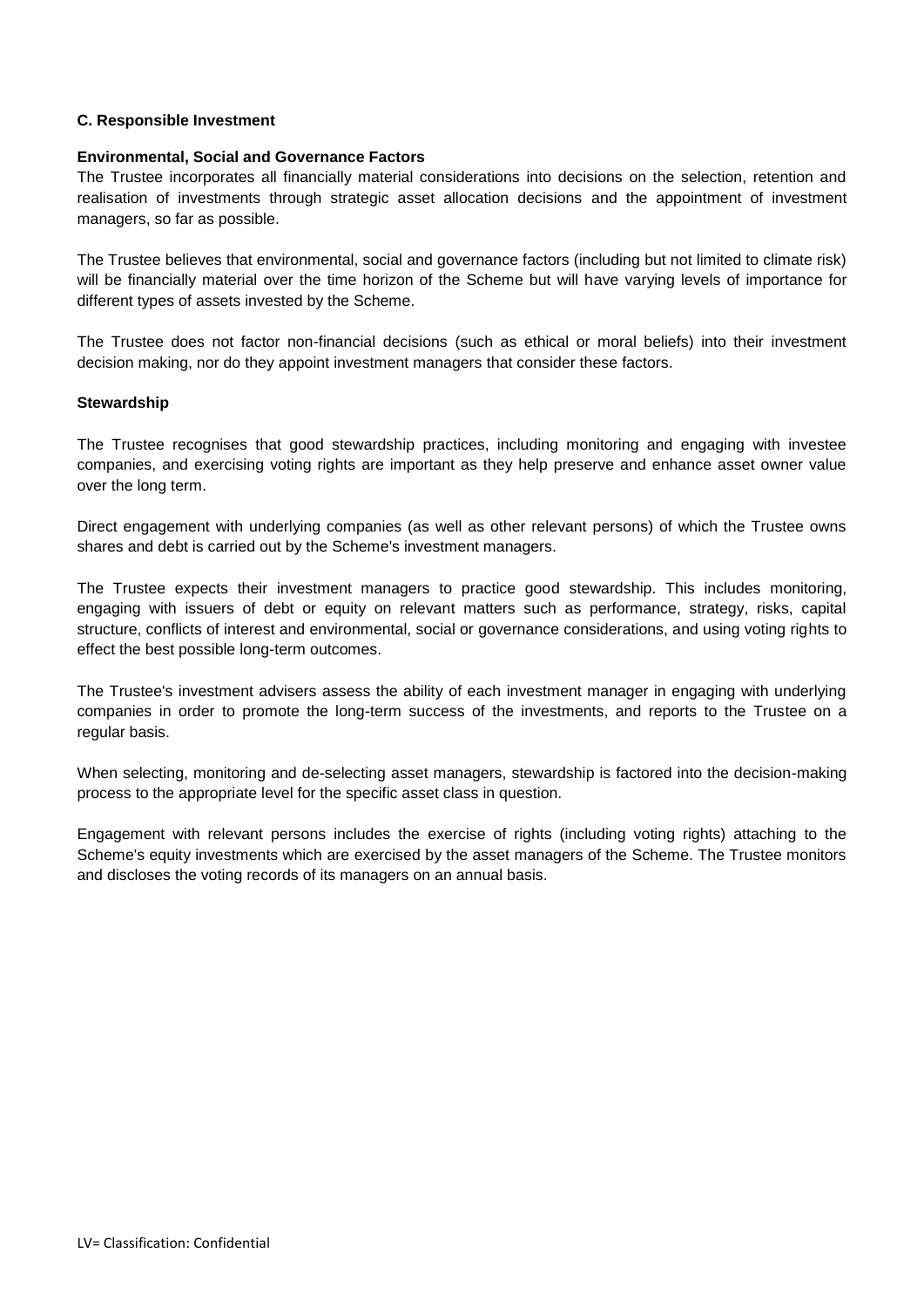## C. Responsible Investment

### Environmental, Social and Governance Factors

The Trustee incorporates all financially material considerations into decisions on the selection, retention and realisation of investments through strategic asset allocation decisions and the appointment of investment managers, so far as possible.

The Trustee believes that environmental, social and governance factors (including but not limited to climate risk) will be financially material over the time horizon of the Scheme but will have varying levels of importance for different types of assets invested by the Scheme.

The Trustee does not factor non-financial decisions (such as ethical or moral beliefs) into their investment decision making, nor do they appoint investment managers that consider these factors.

### Stewardship

The Trustee recognises that good stewardship practices, including monitoring and engaging with investee companies, and exercising voting rights are important as they help preserve and enhance asset owner value over the long term.

Direct engagement with underlying companies (as well as other relevant persons) of which the Trustee owns shares and debt is carried out by the Scheme's investment managers.

The Trustee expects their investment managers to practice good stewardship. This includes monitoring, engaging with issuers of debt or equity on relevant matters such as performance, strategy, risks, capital structure, conflicts of interest and environmental, social or governance considerations, and using voting rights to effect the best possible long-term outcomes.

The Trustee's investment advisers assess the ability of each investment manager in engaging with underlying companies in order to promote the long-term success of the investments, and reports to the Trustee on a regular basis.

When selecting, monitoring and de-selecting asset managers, stewardship is factored into the decision-making process to the appropriate level for the specific asset class in question.

Engagement with relevant persons includes the exercise of rights (including voting rights) attaching to the Scheme's equity investments which are exercised by the asset managers of the Scheme. The Trustee monitors and discloses the voting records of its managers on an annual basis.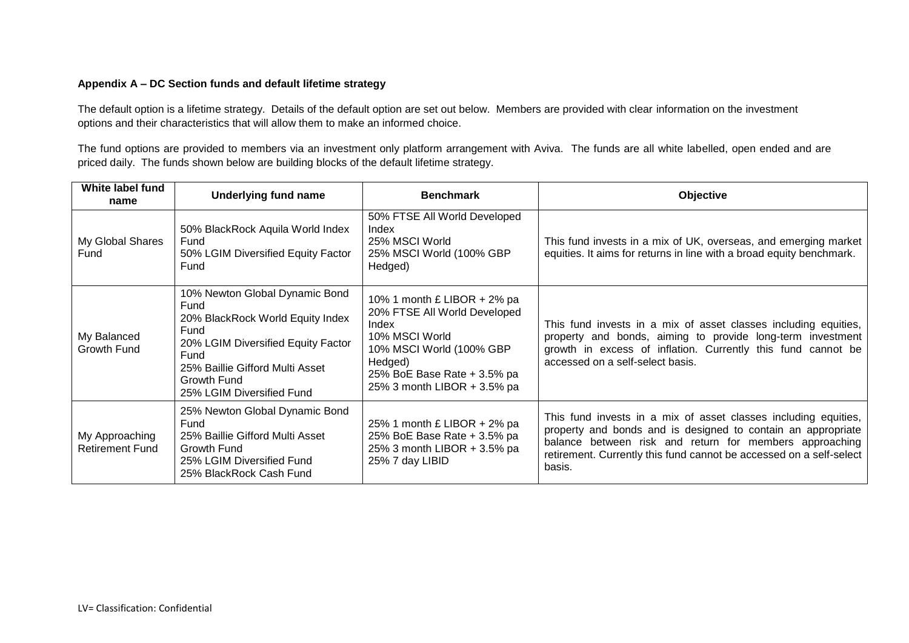**Appendix A – DC Section funds and default lifetime strategy**

The default option is a lifetime strategy. Details of the default option are set out below. Members are provided with clear information on the investment options and their characteristics that will allow them to make an informed choice.

The fund options are provided to members via an investment only platform arrangement with Aviva. The funds are all white labelled, open ended and are priced daily. The funds shown below are building blocks of the default lifetime strategy.

| White label fund name | Underlying fund name | Benchmark | Objective |
|---|---|---|---|
| My Global Shares Fund | 50% BlackRock Aquila World Index Fund<br>50% LGIM Diversified Equity Factor Fund | 50% FTSE All World Developed Index<br>25% MSCI World<br>25% MSCI World (100% GBP Hedged) | This fund invests in a mix of UK, overseas, and emerging market equities. It aims for returns in line with a broad equity benchmark. |
| My Balanced Growth Fund | 10% Newton Global Dynamic Bond Fund<br>20% BlackRock World Equity Index Fund<br>20% LGIM Diversified Equity Factor Fund<br>25% Baillie Gifford Multi Asset Growth Fund<br>25% LGIM Diversified Fund | 10% 1 month £ LIBOR + 2% pa<br>20% FTSE All World Developed Index<br>10% MSCI World<br>10% MSCI World (100% GBP Hedged)<br>25% BoE Base Rate + 3.5% pa<br>25% 3 month LIBOR + 3.5% pa | This fund invests in a mix of asset classes including equities, property and bonds, aiming to provide long-term investment growth in excess of inflation. Currently this fund cannot be accessed on a self-select basis. |
| My Approaching Retirement Fund | 25% Newton Global Dynamic Bond Fund<br>25% Baillie Gifford Multi Asset Growth Fund<br>25% LGIM Diversified Fund<br>25% BlackRock Cash Fund | 25% 1 month £ LIBOR + 2% pa<br>25% BoE Base Rate + 3.5% pa<br>25% 3 month LIBOR + 3.5% pa<br>25% 7 day LIBID | This fund invests in a mix of asset classes including equities, property and bonds and is designed to contain an appropriate balance between risk and return for members approaching retirement. Currently this fund cannot be accessed on a self-select basis. |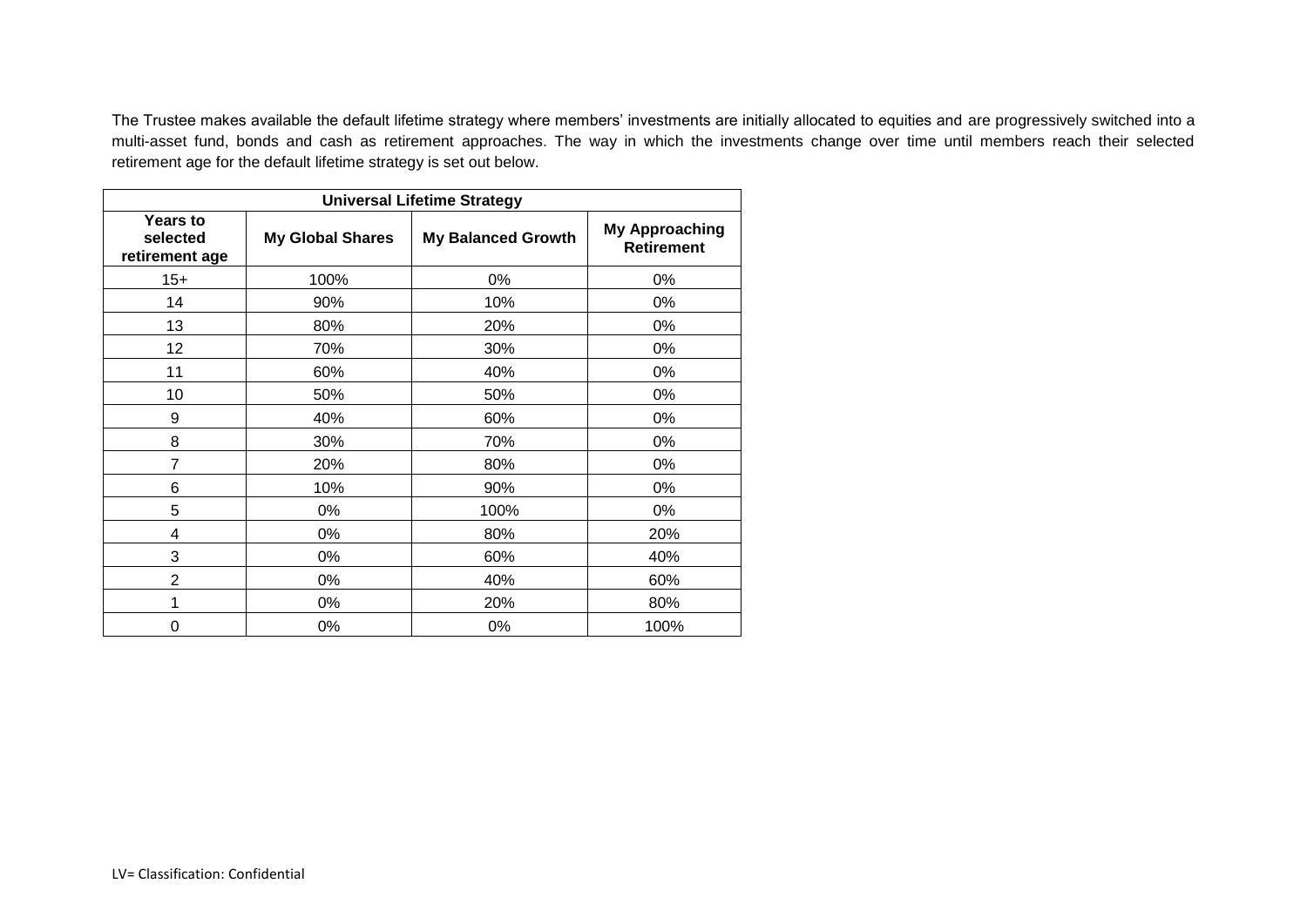The Trustee makes available the default lifetime strategy where members' investments are initially allocated to equities and are progressively switched into a multi-asset fund, bonds and cash as retirement approaches. The way in which the investments change over time until members reach their selected retirement age for the default lifetime strategy is set out below.

| Universal Lifetime Strategy | | | |
|---|---|---|---|
| **Years to selected retirement age** | **My Global Shares** | **My Balanced Growth** | **My Approaching Retirement** |
| 15+ | 100% | 0% | 0% |
| 14 | 90% | 10% | 0% |
| 13 | 80% | 20% | 0% |
| 12 | 70% | 30% | 0% |
| 11 | 60% | 40% | 0% |
| 10 | 50% | 50% | 0% |
| 9 | 40% | 60% | 0% |
| 8 | 30% | 70% | 0% |
| 7 | 20% | 80% | 0% |
| 6 | 10% | 90% | 0% |
| 5 | 0% | 100% | 0% |
| 4 | 0% | 80% | 20% |
| 3 | 0% | 60% | 40% |
| 2 | 0% | 40% | 60% |
| 1 | 0% | 20% | 80% |
| 0 | 0% | 0% | 100% |

LV= Classification: Confidential